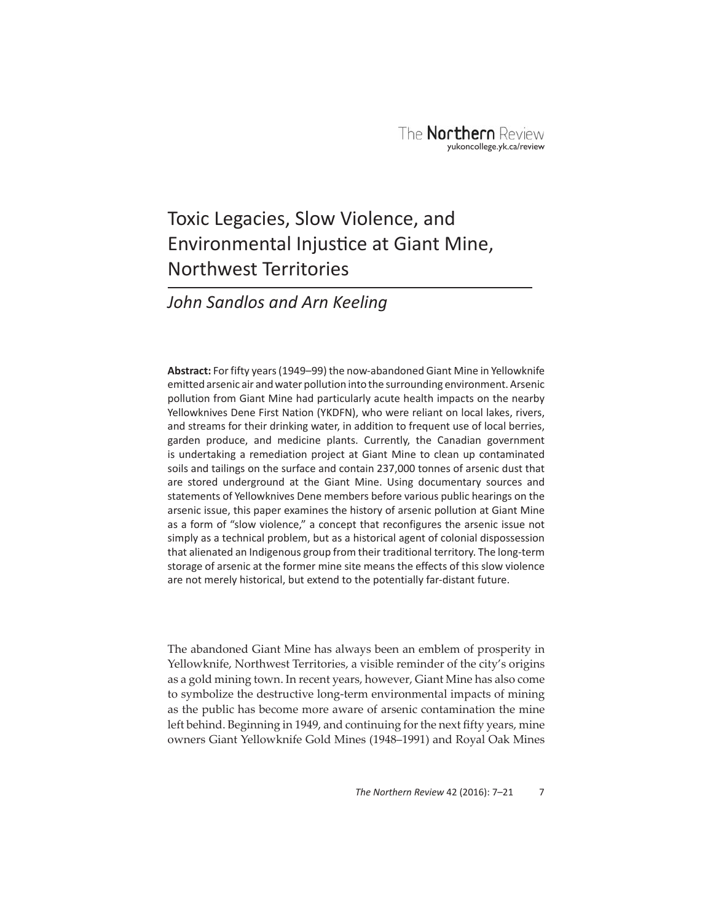# Toxic Legacies, Slow Violence, and Environmental Injustice at Giant Mine, Northwest Territories

*John Sandlos and Arn Keeling*

**Abstract:** For fifty years (1949–99) the now-abandoned Giant Mine in Yellowknife emitted arsenic air and water pollution into the surrounding environment. Arsenic pollution from Giant Mine had particularly acute health impacts on the nearby Yellowknives Dene First Nation (YKDFN), who were reliant on local lakes, rivers, and streams for their drinking water, in addition to frequent use of local berries, garden produce, and medicine plants. Currently, the Canadian government is undertaking a remediation project at Giant Mine to clean up contaminated soils and tailings on the surface and contain 237,000 tonnes of arsenic dust that are stored underground at the Giant Mine. Using documentary sources and statements of Yellowknives Dene members before various public hearings on the arsenic issue, this paper examines the history of arsenic pollution at Giant Mine as a form of "slow violence," a concept that reconfigures the arsenic issue not simply as a technical problem, but as a historical agent of colonial dispossession that alienated an Indigenous group from their traditional territory. The long-term storage of arsenic at the former mine site means the effects of this slow violence are not merely historical, but extend to the potentially far-distant future.

The abandoned Giant Mine has always been an emblem of prosperity in Yellowknife, Northwest Territories, a visible reminder of the city's origins as a gold mining town. In recent years, however, Giant Mine has also come to symbolize the destructive long-term environmental impacts of mining as the public has become more aware of arsenic contamination the mine left behind. Beginning in 1949, and continuing for the next fifty years, mine owners Giant Yellowknife Gold Mines (1948–1991) and Royal Oak Mines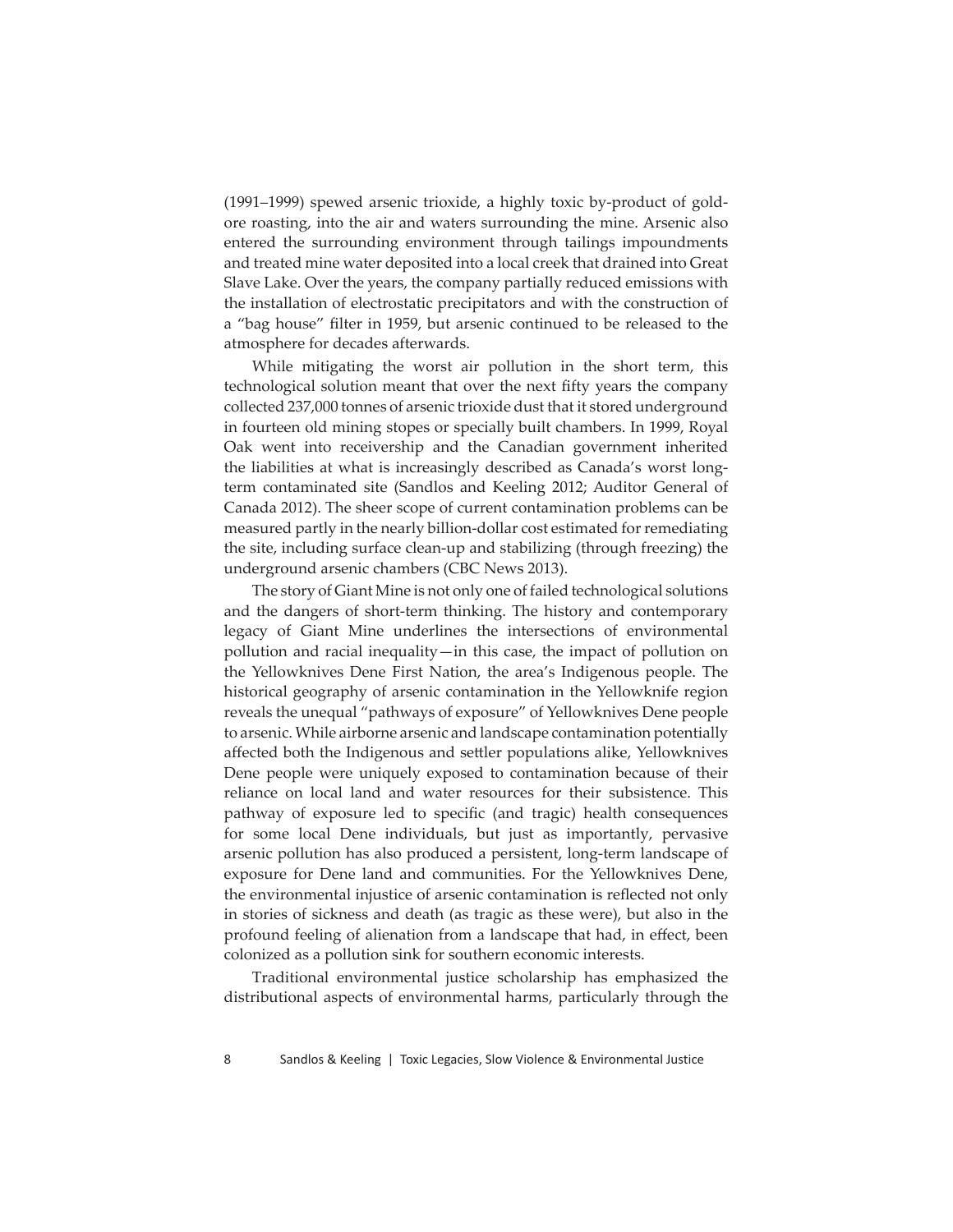(1991–1999) spewed arsenic trioxide, a highly toxic by-product of gold-ore roasting, into the air and waters surrounding the mine. Arsenic also entered the surrounding environment through tailings impoundments and treated mine water deposited into a local creek that drained into Great Slave Lake. Over the years, the company partially reduced emissions with the installation of electrostatic precipitators and with the construction of a "bag house" filter in 1959, but arsenic continued to be released to the atmosphere for decades afterwards.

While mitigating the worst air pollution in the short term, this technological solution meant that over the next fifty years the company collected 237,000 tonnes of arsenic trioxide dust that it stored underground in fourteen old mining stopes or specially built chambers. In 1999, Royal Oak went into receivership and the Canadian government inherited the liabilities at what is increasingly described as Canada's worst long-term contaminated site (Sandlos and Keeling 2012; Auditor General of Canada 2012). The sheer scope of current contamination problems can be measured partly in the nearly billion-dollar cost estimated for remediating the site, including surface clean-up and stabilizing (through freezing) the underground arsenic chambers (CBC News 2013).

The story of Giant Mine is not only one of failed technological solutions and the dangers of short-term thinking. The history and contemporary legacy of Giant Mine underlines the intersections of environmental pollution and racial inequality—in this case, the impact of pollution on the Yellowknives Dene First Nation, the area's Indigenous people. The historical geography of arsenic contamination in the Yellowknife region reveals the unequal "pathways of exposure" of Yellowknives Dene people to arsenic. While airborne arsenic and landscape contamination potentially affected both the Indigenous and settler populations alike, Yellowknives Dene people were uniquely exposed to contamination because of their reliance on local land and water resources for their subsistence. This pathway of exposure led to specific (and tragic) health consequences for some local Dene individuals, but just as importantly, pervasive arsenic pollution has also produced a persistent, long-term landscape of exposure for Dene land and communities. For the Yellowknives Dene, the environmental injustice of arsenic contamination is reflected not only in stories of sickness and death (as tragic as these were), but also in the profound feeling of alienation from a landscape that had, in effect, been colonized as a pollution sink for southern economic interests.

Traditional environmental justice scholarship has emphasized the distributional aspects of environmental harms, particularly through the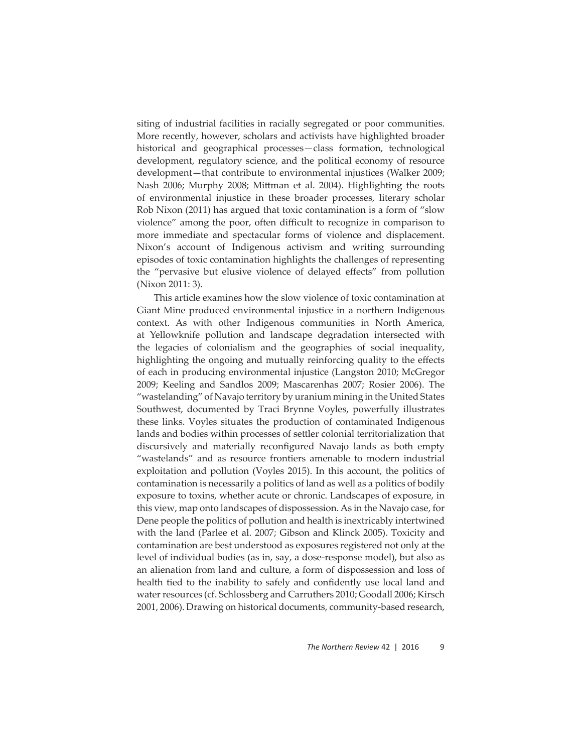siting of industrial facilities in racially segregated or poor communities. More recently, however, scholars and activists have highlighted broader historical and geographical processes—class formation, technological development, regulatory science, and the political economy of resource development—that contribute to environmental injustices (Walker 2009; Nash 2006; Murphy 2008; Mittman et al. 2004). Highlighting the roots of environmental injustice in these broader processes, literary scholar Rob Nixon (2011) has argued that toxic contamination is a form of "slow violence" among the poor, often difficult to recognize in comparison to more immediate and spectacular forms of violence and displacement. Nixon's account of Indigenous activism and writing surrounding episodes of toxic contamination highlights the challenges of representing the "pervasive but elusive violence of delayed effects" from pollution (Nixon 2011: 3).

This article examines how the slow violence of toxic contamination at Giant Mine produced environmental injustice in a northern Indigenous context. As with other Indigenous communities in North America, at Yellowknife pollution and landscape degradation intersected with the legacies of colonialism and the geographies of social inequality, highlighting the ongoing and mutually reinforcing quality to the effects of each in producing environmental injustice (Langston 2010; McGregor 2009; Keeling and Sandlos 2009; Mascarenhas 2007; Rosier 2006). The "wastelanding" of Navajo territory by uranium mining in the United States Southwest, documented by Traci Brynne Voyles, powerfully illustrates these links. Voyles situates the production of contaminated Indigenous lands and bodies within processes of settler colonial territorialization that discursively and materially reconfigured Navajo lands as both empty "wastelands" and as resource frontiers amenable to modern industrial exploitation and pollution (Voyles 2015). In this account, the politics of contamination is necessarily a politics of land as well as a politics of bodily exposure to toxins, whether acute or chronic. Landscapes of exposure, in this view, map onto landscapes of dispossession. As in the Navajo case, for Dene people the politics of pollution and health is inextricably intertwined with the land (Parlee et al. 2007; Gibson and Klinck 2005). Toxicity and contamination are best understood as exposures registered not only at the level of individual bodies (as in, say, a dose-response model), but also as an alienation from land and culture, a form of dispossession and loss of health tied to the inability to safely and confidently use local land and water resources (cf. Schlossberg and Carruthers 2010; Goodall 2006; Kirsch 2001, 2006). Drawing on historical documents, community-based research,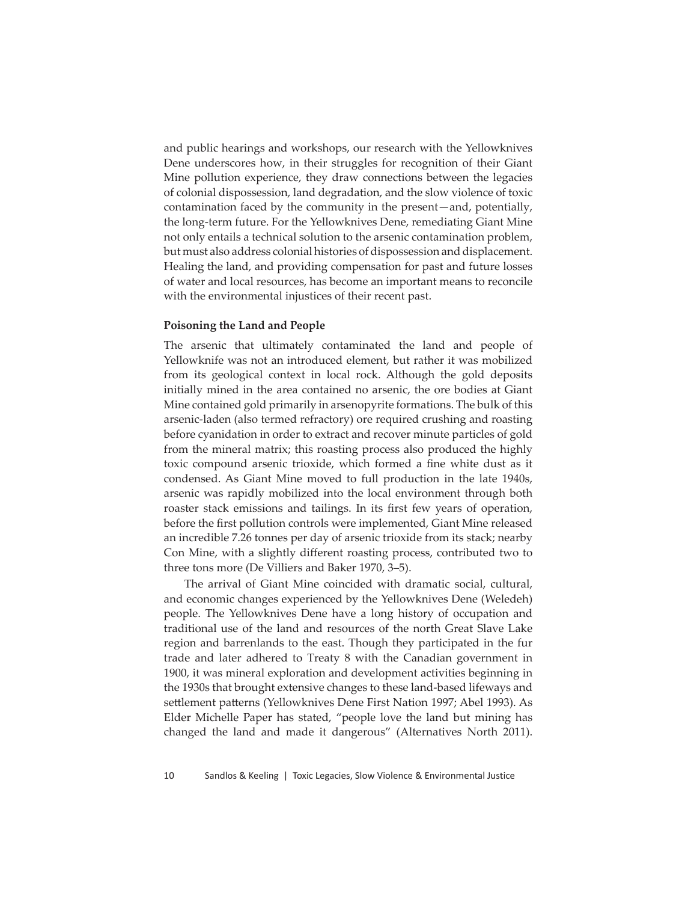and public hearings and workshops, our research with the Yellowknives Dene underscores how, in their struggles for recognition of their Giant Mine pollution experience, they draw connections between the legacies of colonial dispossession, land degradation, and the slow violence of toxic contamination faced by the community in the present—and, potentially, the long-term future. For the Yellowknives Dene, remediating Giant Mine not only entails a technical solution to the arsenic contamination problem, but must also address colonial histories of dispossession and displacement. Healing the land, and providing compensation for past and future losses of water and local resources, has become an important means to reconcile with the environmental injustices of their recent past.

### Poisoning the Land and People

The arsenic that ultimately contaminated the land and people of Yellowknife was not an introduced element, but rather it was mobilized from its geological context in local rock. Although the gold deposits initially mined in the area contained no arsenic, the ore bodies at Giant Mine contained gold primarily in arsenopyrite formations. The bulk of this arsenic-laden (also termed refractory) ore required crushing and roasting before cyanidation in order to extract and recover minute particles of gold from the mineral matrix; this roasting process also produced the highly toxic compound arsenic trioxide, which formed a fine white dust as it condensed. As Giant Mine moved to full production in the late 1940s, arsenic was rapidly mobilized into the local environment through both roaster stack emissions and tailings. In its first few years of operation, before the first pollution controls were implemented, Giant Mine released an incredible 7.26 tonnes per day of arsenic trioxide from its stack; nearby Con Mine, with a slightly different roasting process, contributed two to three tons more (De Villiers and Baker 1970, 3–5).

The arrival of Giant Mine coincided with dramatic social, cultural, and economic changes experienced by the Yellowknives Dene (Weledeh) people. The Yellowknives Dene have a long history of occupation and traditional use of the land and resources of the north Great Slave Lake region and barrenlands to the east. Though they participated in the fur trade and later adhered to Treaty 8 with the Canadian government in 1900, it was mineral exploration and development activities beginning in the 1930s that brought extensive changes to these land-based lifeways and settlement patterns (Yellowknives Dene First Nation 1997; Abel 1993). As Elder Michelle Paper has stated, "people love the land but mining has changed the land and made it dangerous" (Alternatives North 2011).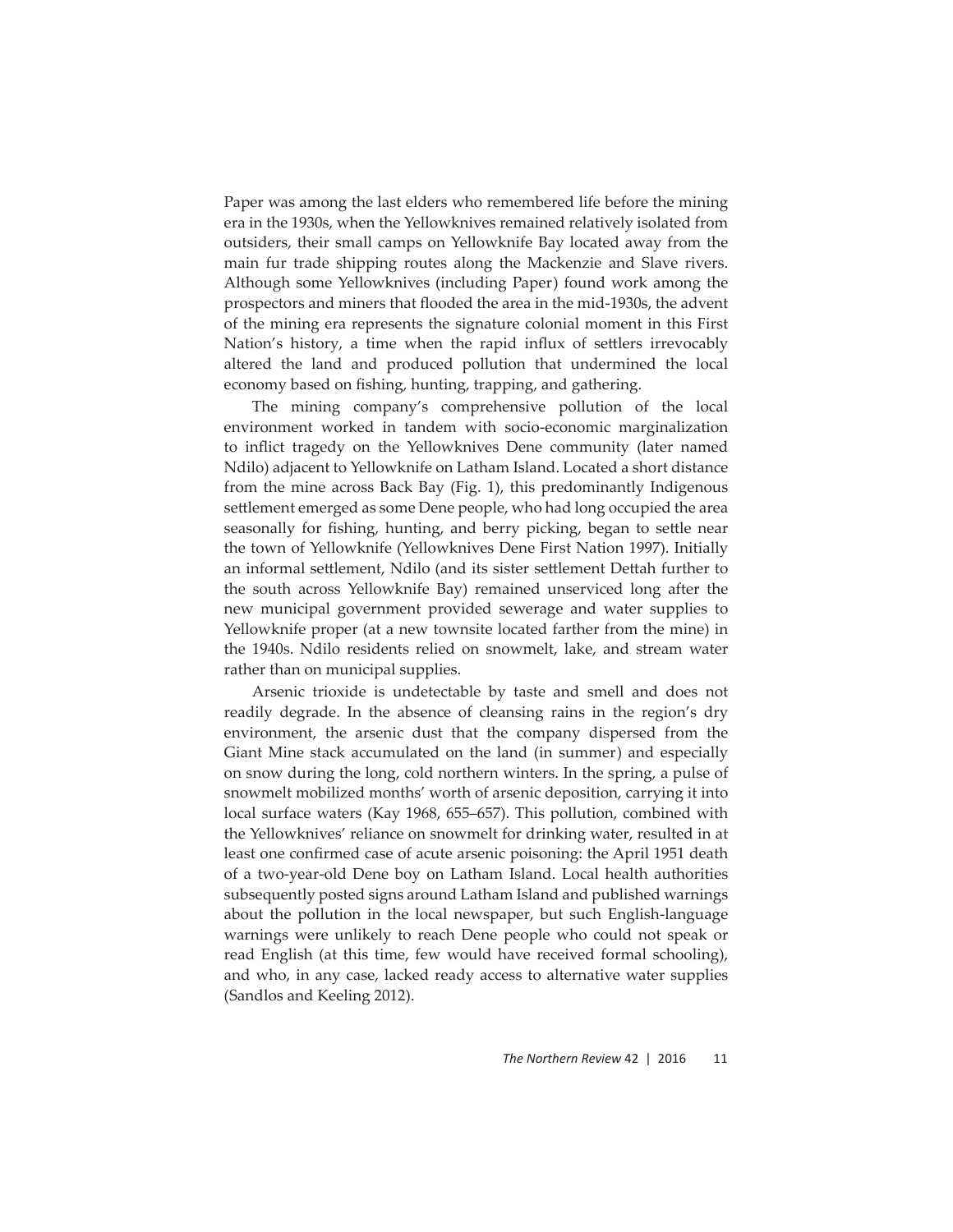Paper was among the last elders who remembered life before the mining era in the 1930s, when the Yellowknives remained relatively isolated from outsiders, their small camps on Yellowknife Bay located away from the main fur trade shipping routes along the Mackenzie and Slave rivers. Although some Yellowknives (including Paper) found work among the prospectors and miners that flooded the area in the mid-1930s, the advent of the mining era represents the signature colonial moment in this First Nation's history, a time when the rapid influx of settlers irrevocably altered the land and produced pollution that undermined the local economy based on fishing, hunting, trapping, and gathering.

The mining company's comprehensive pollution of the local environment worked in tandem with socio-economic marginalization to inflict tragedy on the Yellowknives Dene community (later named Ndilo) adjacent to Yellowknife on Latham Island. Located a short distance from the mine across Back Bay (Fig. 1), this predominantly Indigenous settlement emerged as some Dene people, who had long occupied the area seasonally for fishing, hunting, and berry picking, began to settle near the town of Yellowknife (Yellowknives Dene First Nation 1997). Initially an informal settlement, Ndilo (and its sister settlement Dettah further to the south across Yellowknife Bay) remained unserviced long after the new municipal government provided sewerage and water supplies to Yellowknife proper (at a new townsite located farther from the mine) in the 1940s. Ndilo residents relied on snowmelt, lake, and stream water rather than on municipal supplies.

Arsenic trioxide is undetectable by taste and smell and does not readily degrade. In the absence of cleansing rains in the region's dry environment, the arsenic dust that the company dispersed from the Giant Mine stack accumulated on the land (in summer) and especially on snow during the long, cold northern winters. In the spring, a pulse of snowmelt mobilized months' worth of arsenic deposition, carrying it into local surface waters (Kay 1968, 655–657). This pollution, combined with the Yellowknives' reliance on snowmelt for drinking water, resulted in at least one confirmed case of acute arsenic poisoning: the April 1951 death of a two-year-old Dene boy on Latham Island. Local health authorities subsequently posted signs around Latham Island and published warnings about the pollution in the local newspaper, but such English-language warnings were unlikely to reach Dene people who could not speak or read English (at this time, few would have received formal schooling), and who, in any case, lacked ready access to alternative water supplies (Sandlos and Keeling 2012).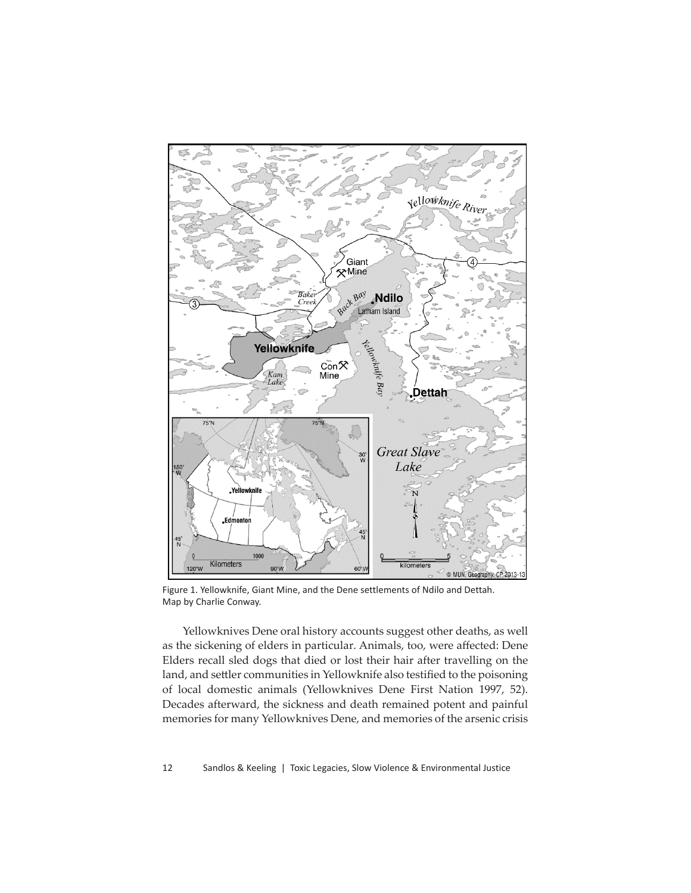Figure 1. Yellowknife, Giant Mine, and the Dene settlements of Ndilo and Dettah. Map by Charlie Conway.

Yellowknives Dene oral history accounts suggest other deaths, as well as the sickening of elders in particular. Animals, too, were affected: Dene Elders recall sled dogs that died or lost their hair after travelling on the land, and settler communities in Yellowknife also testified to the poisoning of local domestic animals (Yellowknives Dene First Nation 1997, 52). Decades afterward, the sickness and death remained potent and painful memories for many Yellowknives Dene, and memories of the arsenic crisis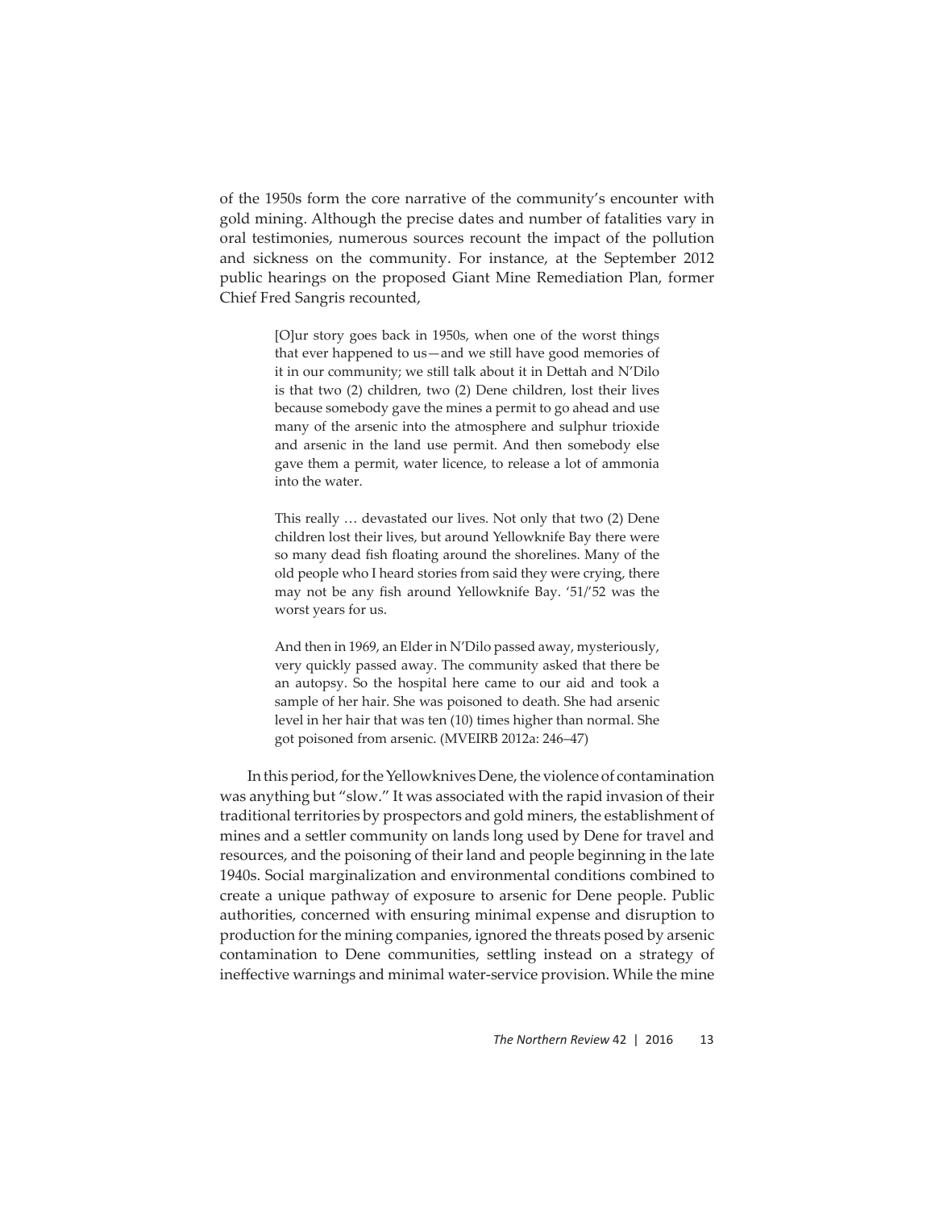of the 1950s form the core narrative of the community's encounter with gold mining. Although the precise dates and number of fatalities vary in oral testimonies, numerous sources recount the impact of the pollution and sickness on the community. For instance, at the September 2012 public hearings on the proposed Giant Mine Remediation Plan, former Chief Fred Sangris recounted,

> [O]ur story goes back in 1950s, when one of the worst things that ever happened to us—and we still have good memories of it in our community; we still talk about it in Dettah and N'Dilo is that two (2) children, two (2) Dene children, lost their lives because somebody gave the mines a permit to go ahead and use many of the arsenic into the atmosphere and sulphur trioxide and arsenic in the land use permit. And then somebody else gave them a permit, water licence, to release a lot of ammonia into the water.
>
> This really … devastated our lives. Not only that two (2) Dene children lost their lives, but around Yellowknife Bay there were so many dead fish floating around the shorelines. Many of the old people who I heard stories from said they were crying, there may not be any fish around Yellowknife Bay. '51/'52 was the worst years for us.
>
> And then in 1969, an Elder in N'Dilo passed away, mysteriously, very quickly passed away. The community asked that there be an autopsy. So the hospital here came to our aid and took a sample of her hair. She was poisoned to death. She had arsenic level in her hair that was ten (10) times higher than normal. She got poisoned from arsenic. (MVEIRB 2012a: 246–47)

In this period, for the Yellowknives Dene, the violence of contamination was anything but "slow." It was associated with the rapid invasion of their traditional territories by prospectors and gold miners, the establishment of mines and a settler community on lands long used by Dene for travel and resources, and the poisoning of their land and people beginning in the late 1940s. Social marginalization and environmental conditions combined to create a unique pathway of exposure to arsenic for Dene people. Public authorities, concerned with ensuring minimal expense and disruption to production for the mining companies, ignored the threats posed by arsenic contamination to Dene communities, settling instead on a strategy of ineffective warnings and minimal water-service provision. While the mine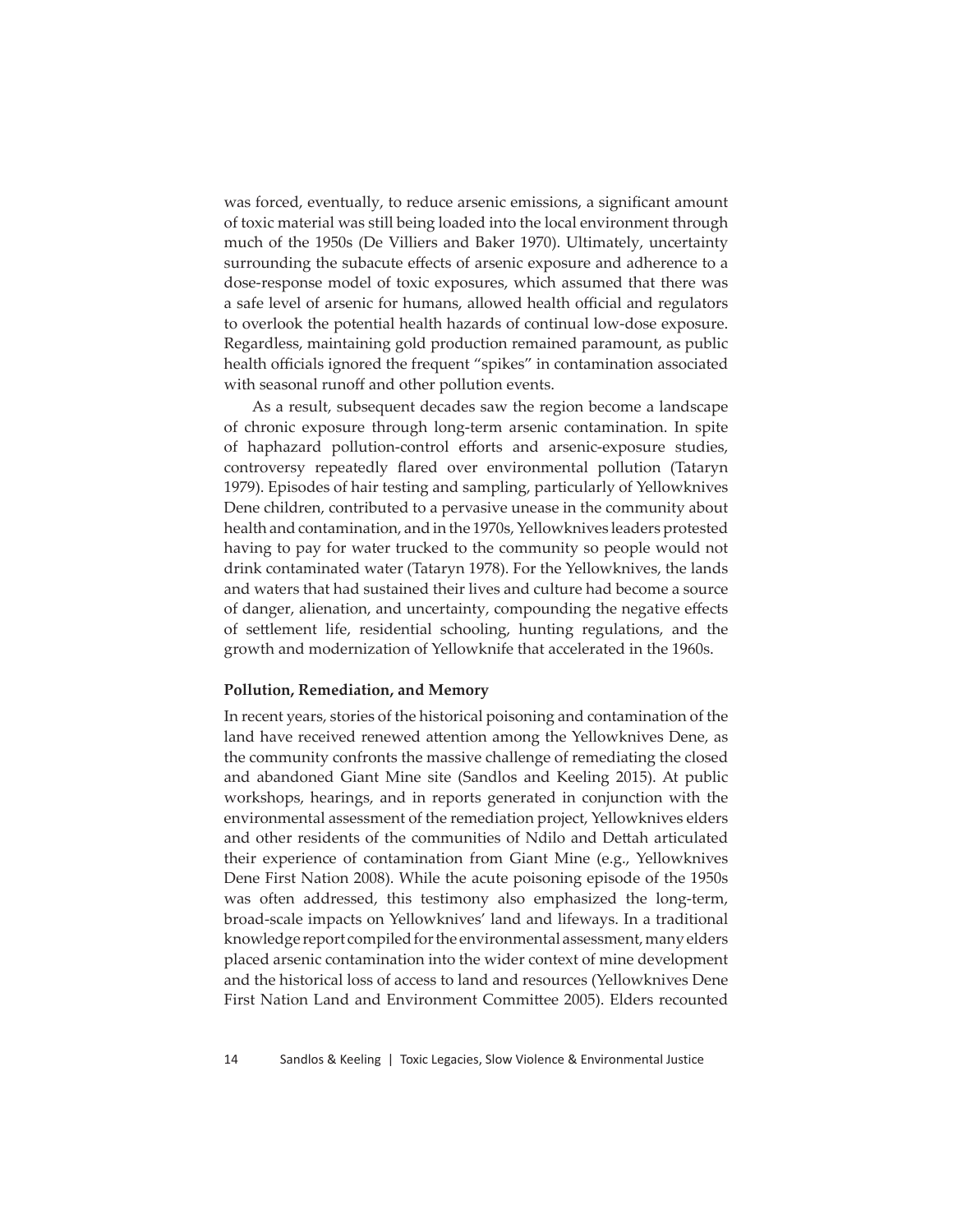was forced, eventually, to reduce arsenic emissions, a significant amount of toxic material was still being loaded into the local environment through much of the 1950s (De Villiers and Baker 1970). Ultimately, uncertainty surrounding the subacute effects of arsenic exposure and adherence to a dose-response model of toxic exposures, which assumed that there was a safe level of arsenic for humans, allowed health official and regulators to overlook the potential health hazards of continual low-dose exposure. Regardless, maintaining gold production remained paramount, as public health officials ignored the frequent "spikes" in contamination associated with seasonal runoff and other pollution events.

As a result, subsequent decades saw the region become a landscape of chronic exposure through long-term arsenic contamination. In spite of haphazard pollution-control efforts and arsenic-exposure studies, controversy repeatedly flared over environmental pollution (Tataryn 1979). Episodes of hair testing and sampling, particularly of Yellowknives Dene children, contributed to a pervasive unease in the community about health and contamination, and in the 1970s, Yellowknives leaders protested having to pay for water trucked to the community so people would not drink contaminated water (Tataryn 1978). For the Yellowknives, the lands and waters that had sustained their lives and culture had become a source of danger, alienation, and uncertainty, compounding the negative effects of settlement life, residential schooling, hunting regulations, and the growth and modernization of Yellowknife that accelerated in the 1960s.

**Pollution, Remediation, and Memory**

In recent years, stories of the historical poisoning and contamination of the land have received renewed attention among the Yellowknives Dene, as the community confronts the massive challenge of remediating the closed and abandoned Giant Mine site (Sandlos and Keeling 2015). At public workshops, hearings, and in reports generated in conjunction with the environmental assessment of the remediation project, Yellowknives elders and other residents of the communities of Ndilo and Dettah articulated their experience of contamination from Giant Mine (e.g., Yellowknives Dene First Nation 2008). While the acute poisoning episode of the 1950s was often addressed, this testimony also emphasized the long-term, broad-scale impacts on Yellowknives' land and lifeways. In a traditional knowledge report compiled for the environmental assessment, many elders placed arsenic contamination into the wider context of mine development and the historical loss of access to land and resources (Yellowknives Dene First Nation Land and Environment Committee 2005). Elders recounted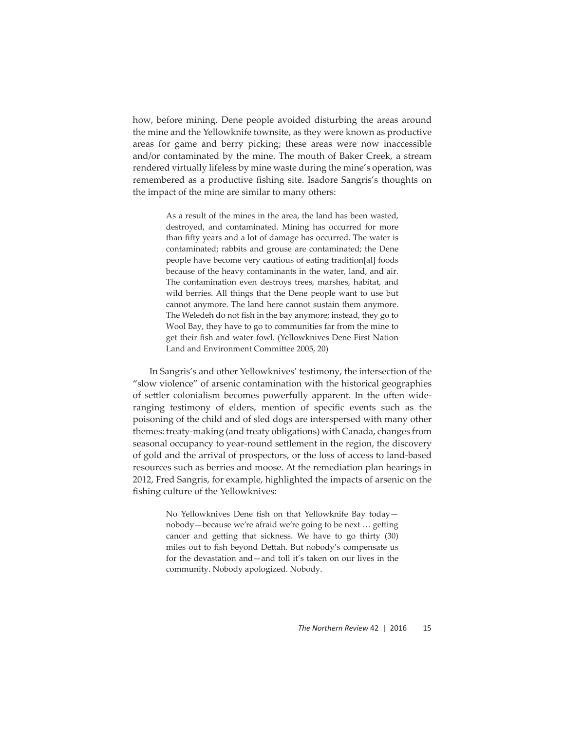how, before mining, Dene people avoided disturbing the areas around the mine and the Yellowknife townsite, as they were known as productive areas for game and berry picking; these areas were now inaccessible and/or contaminated by the mine. The mouth of Baker Creek, a stream rendered virtually lifeless by mine waste during the mine's operation, was remembered as a productive fishing site. Isadore Sangris's thoughts on the impact of the mine are similar to many others:

> As a result of the mines in the area, the land has been wasted, destroyed, and contaminated. Mining has occurred for more than fifty years and a lot of damage has occurred. The water is contaminated; rabbits and grouse are contaminated; the Dene people have become very cautious of eating tradition[al] foods because of the heavy contaminants in the water, land, and air. The contamination even destroys trees, marshes, habitat, and wild berries. All things that the Dene people want to use but cannot anymore. The land here cannot sustain them anymore. The Weledeh do not fish in the bay anymore; instead, they go to Wool Bay, they have to go to communities far from the mine to get their fish and water fowl. (Yellowknives Dene First Nation Land and Environment Committee 2005, 20)

In Sangris's and other Yellowknives' testimony, the intersection of the "slow violence" of arsenic contamination with the historical geographies of settler colonialism becomes powerfully apparent. In the often wide-ranging testimony of elders, mention of specific events such as the poisoning of the child and of sled dogs are interspersed with many other themes: treaty-making (and treaty obligations) with Canada, changes from seasonal occupancy to year-round settlement in the region, the discovery of gold and the arrival of prospectors, or the loss of access to land-based resources such as berries and moose. At the remediation plan hearings in 2012, Fred Sangris, for example, highlighted the impacts of arsenic on the fishing culture of the Yellowknives:

> No Yellowknives Dene fish on that Yellowknife Bay today—nobody—because we're afraid we're going to be next … getting cancer and getting that sickness. We have to go thirty (30) miles out to fish beyond Dettah. But nobody's compensate us for the devastation and—and toll it's taken on our lives in the community. Nobody apologized. Nobody.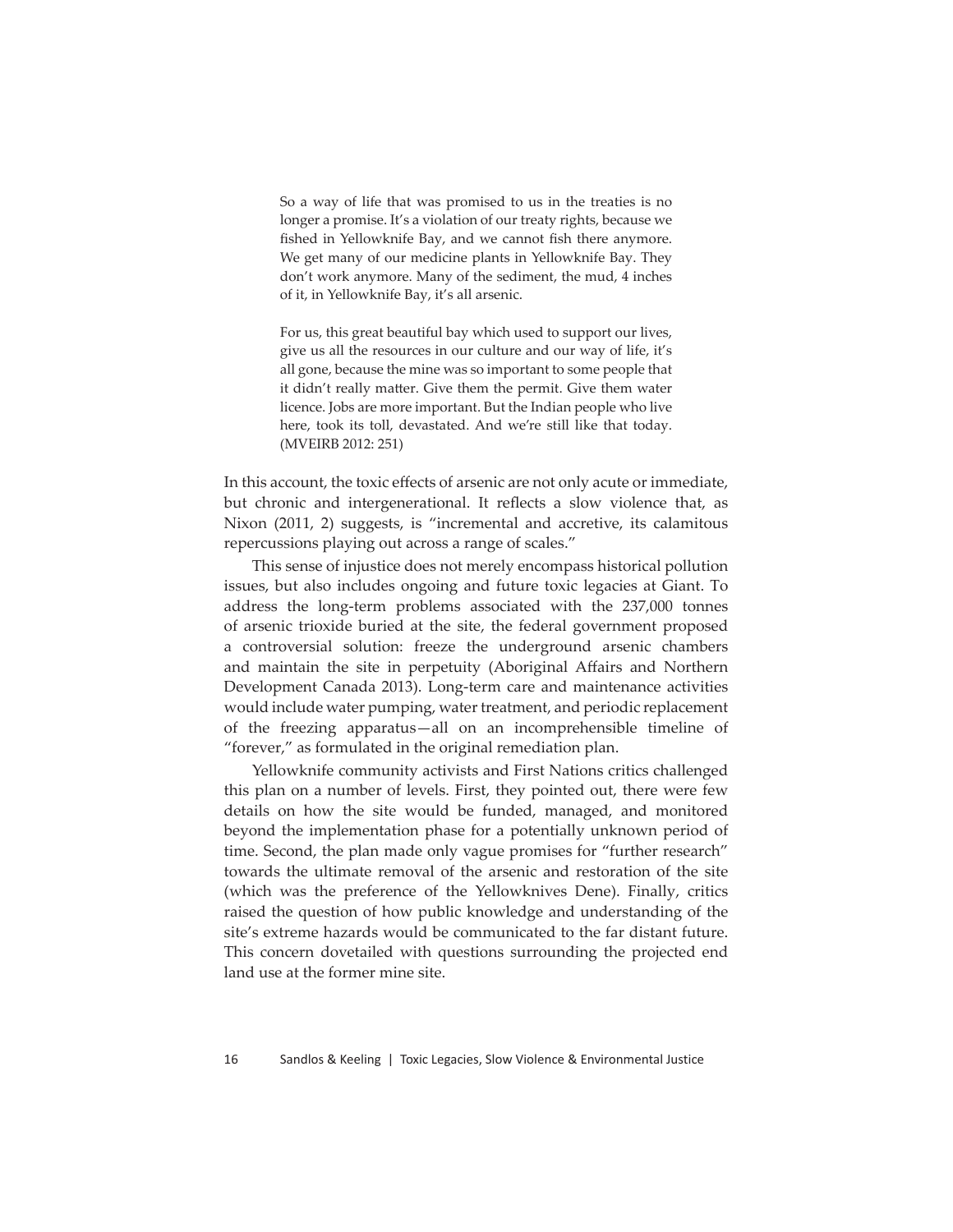> So a way of life that was promised to us in the treaties is no longer a promise. It's a violation of our treaty rights, because we fished in Yellowknife Bay, and we cannot fish there anymore. We get many of our medicine plants in Yellowknife Bay. They don't work anymore. Many of the sediment, the mud, 4 inches of it, in Yellowknife Bay, it's all arsenic.
>
> For us, this great beautiful bay which used to support our lives, give us all the resources in our culture and our way of life, it's all gone, because the mine was so important to some people that it didn't really matter. Give them the permit. Give them water licence. Jobs are more important. But the Indian people who live here, took its toll, devastated. And we're still like that today. (MVEIRB 2012: 251)

In this account, the toxic effects of arsenic are not only acute or immediate, but chronic and intergenerational. It reflects a slow violence that, as Nixon (2011, 2) suggests, is "incremental and accretive, its calamitous repercussions playing out across a range of scales."

This sense of injustice does not merely encompass historical pollution issues, but also includes ongoing and future toxic legacies at Giant. To address the long-term problems associated with the 237,000 tonnes of arsenic trioxide buried at the site, the federal government proposed a controversial solution: freeze the underground arsenic chambers and maintain the site in perpetuity (Aboriginal Affairs and Northern Development Canada 2013). Long-term care and maintenance activities would include water pumping, water treatment, and periodic replacement of the freezing apparatus—all on an incomprehensible timeline of "forever," as formulated in the original remediation plan.

Yellowknife community activists and First Nations critics challenged this plan on a number of levels. First, they pointed out, there were few details on how the site would be funded, managed, and monitored beyond the implementation phase for a potentially unknown period of time. Second, the plan made only vague promises for "further research" towards the ultimate removal of the arsenic and restoration of the site (which was the preference of the Yellowknives Dene). Finally, critics raised the question of how public knowledge and understanding of the site's extreme hazards would be communicated to the far distant future. This concern dovetailed with questions surrounding the projected end land use at the former mine site.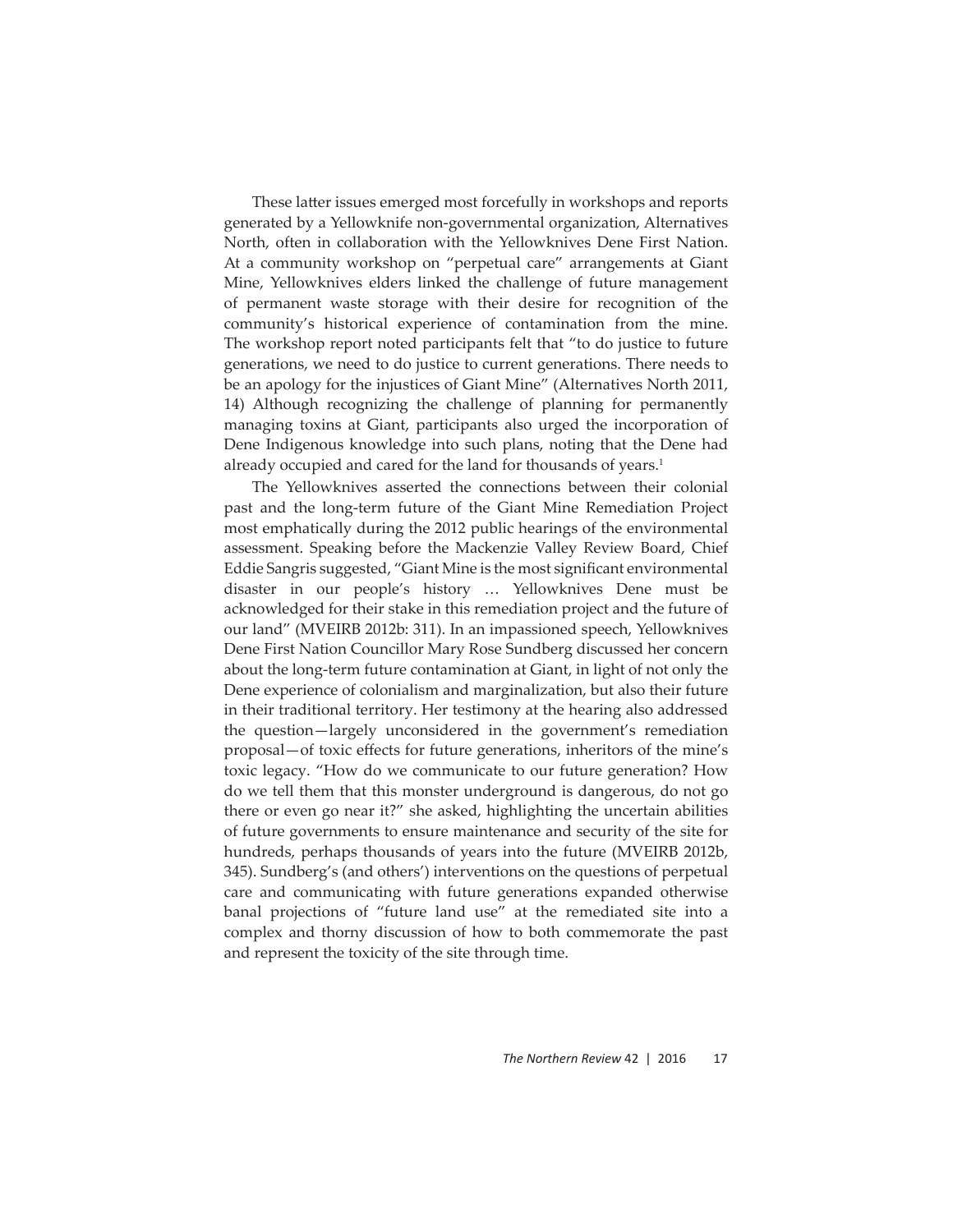These latter issues emerged most forcefully in workshops and reports generated by a Yellowknife non-governmental organization, Alternatives North, often in collaboration with the Yellowknives Dene First Nation. At a community workshop on "perpetual care" arrangements at Giant Mine, Yellowknives elders linked the challenge of future management of permanent waste storage with their desire for recognition of the community's historical experience of contamination from the mine. The workshop report noted participants felt that "to do justice to future generations, we need to do justice to current generations. There needs to be an apology for the injustices of Giant Mine" (Alternatives North 2011, 14) Although recognizing the challenge of planning for permanently managing toxins at Giant, participants also urged the incorporation of Dene Indigenous knowledge into such plans, noting that the Dene had already occupied and cared for the land for thousands of years.[1]

The Yellowknives asserted the connections between their colonial past and the long-term future of the Giant Mine Remediation Project most emphatically during the 2012 public hearings of the environmental assessment. Speaking before the Mackenzie Valley Review Board, Chief Eddie Sangris suggested, "Giant Mine is the most significant environmental disaster in our people's history … Yellowknives Dene must be acknowledged for their stake in this remediation project and the future of our land" (MVEIRB 2012b: 311). In an impassioned speech, Yellowknives Dene First Nation Councillor Mary Rose Sundberg discussed her concern about the long-term future contamination at Giant, in light of not only the Dene experience of colonialism and marginalization, but also their future in their traditional territory. Her testimony at the hearing also addressed the question—largely unconsidered in the government's remediation proposal—of toxic effects for future generations, inheritors of the mine's toxic legacy. "How do we communicate to our future generation? How do we tell them that this monster underground is dangerous, do not go there or even go near it?" she asked, highlighting the uncertain abilities of future governments to ensure maintenance and security of the site for hundreds, perhaps thousands of years into the future (MVEIRB 2012b, 345). Sundberg's (and others') interventions on the questions of perpetual care and communicating with future generations expanded otherwise banal projections of "future land use" at the remediated site into a complex and thorny discussion of how to both commemorate the past and represent the toxicity of the site through time.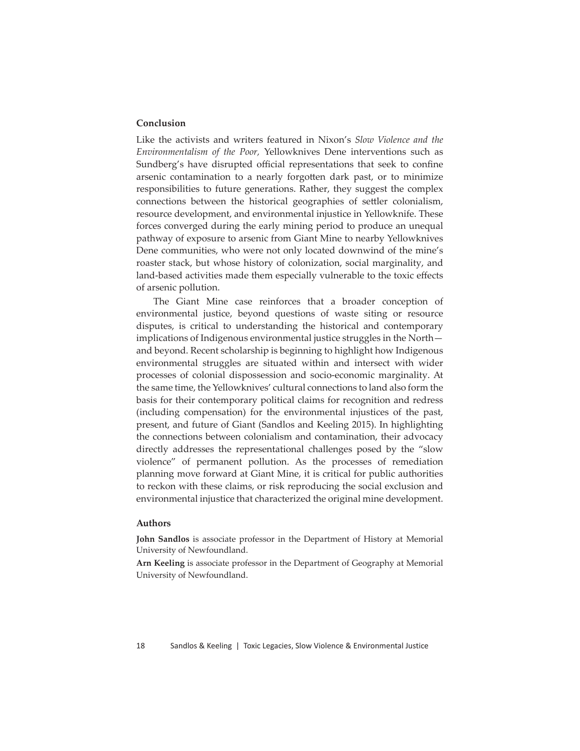## Conclusion

Like the activists and writers featured in Nixon's *Slow Violence and the Environmentalism of the Poor,* Yellowknives Dene interventions such as Sundberg's have disrupted official representations that seek to confine arsenic contamination to a nearly forgotten dark past, or to minimize responsibilities to future generations. Rather, they suggest the complex connections between the historical geographies of settler colonialism, resource development, and environmental injustice in Yellowknife. These forces converged during the early mining period to produce an unequal pathway of exposure to arsenic from Giant Mine to nearby Yellowknives Dene communities, who were not only located downwind of the mine's roaster stack, but whose history of colonization, social marginality, and land-based activities made them especially vulnerable to the toxic effects of arsenic pollution.

The Giant Mine case reinforces that a broader conception of environmental justice, beyond questions of waste siting or resource disputes, is critical to understanding the historical and contemporary implications of Indigenous environmental justice struggles in the North—and beyond. Recent scholarship is beginning to highlight how Indigenous environmental struggles are situated within and intersect with wider processes of colonial dispossession and socio-economic marginality. At the same time, the Yellowknives' cultural connections to land also form the basis for their contemporary political claims for recognition and redress (including compensation) for the environmental injustices of the past, present, and future of Giant (Sandlos and Keeling 2015). In highlighting the connections between colonialism and contamination, their advocacy directly addresses the representational challenges posed by the "slow violence" of permanent pollution. As the processes of remediation planning move forward at Giant Mine, it is critical for public authorities to reckon with these claims, or risk reproducing the social exclusion and environmental injustice that characterized the original mine development.

## Authors

**John Sandlos** is associate professor in the Department of History at Memorial University of Newfoundland.

**Arn Keeling** is associate professor in the Department of Geography at Memorial University of Newfoundland.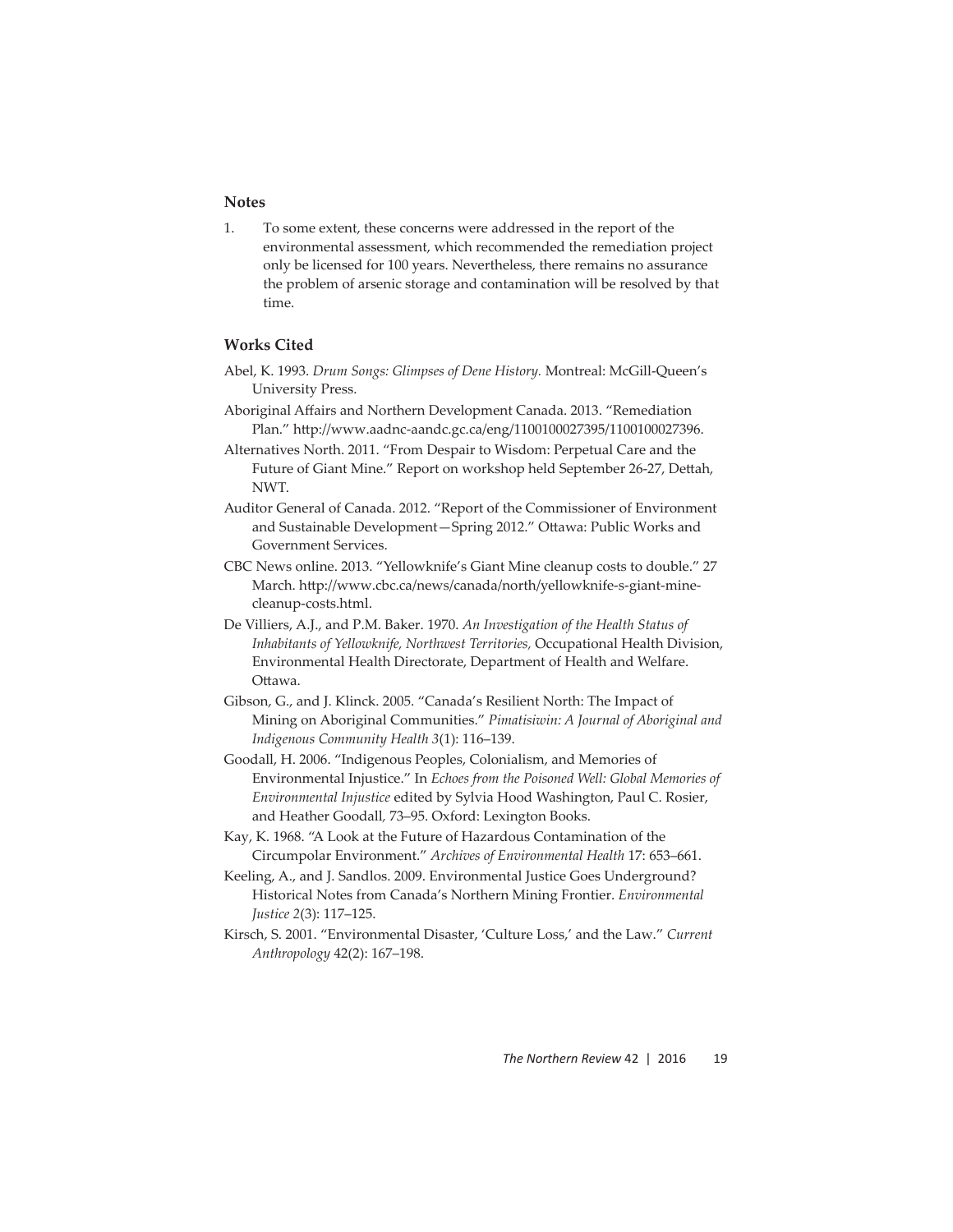### Notes

1. To some extent, these concerns were addressed in the report of the environmental assessment, which recommended the remediation project only be licensed for 100 years. Nevertheless, there remains no assurance the problem of arsenic storage and contamination will be resolved by that time.

### Works Cited

Abel, K. 1993. *Drum Songs: Glimpses of Dene History*. Montreal: McGill-Queen's University Press.

Aboriginal Affairs and Northern Development Canada. 2013. "Remediation Plan." http://www.aadnc-aandc.gc.ca/eng/1100100027395/1100100027396.

Alternatives North. 2011. "From Despair to Wisdom: Perpetual Care and the Future of Giant Mine." Report on workshop held September 26-27, Dettah, NWT.

Auditor General of Canada. 2012. "Report of the Commissioner of Environment and Sustainable Development—Spring 2012." Ottawa: Public Works and Government Services.

CBC News online. 2013. "Yellowknife's Giant Mine cleanup costs to double." 27 March. http://www.cbc.ca/news/canada/north/yellowknife-s-giant-mine-cleanup-costs.html.

De Villiers, A.J., and P.M. Baker. 1970. *An Investigation of the Health Status of Inhabitants of Yellowknife, Northwest Territories*, Occupational Health Division, Environmental Health Directorate, Department of Health and Welfare. Ottawa.

Gibson, G., and J. Klinck. 2005. "Canada's Resilient North: The Impact of Mining on Aboriginal Communities." *Pimatisiwin: A Journal of Aboriginal and Indigenous Community Health 3*(1): 116–139.

Goodall, H. 2006. "Indigenous Peoples, Colonialism, and Memories of Environmental Injustice." In *Echoes from the Poisoned Well: Global Memories of Environmental Injustice* edited by Sylvia Hood Washington, Paul C. Rosier, and Heather Goodall, 73–95. Oxford: Lexington Books.

Kay, K. 1968. "A Look at the Future of Hazardous Contamination of the Circumpolar Environment." *Archives of Environmental Health* 17: 653–661.

Keeling, A., and J. Sandlos. 2009. Environmental Justice Goes Underground? Historical Notes from Canada's Northern Mining Frontier. *Environmental Justice 2*(3): 117–125.

Kirsch, S. 2001. "Environmental Disaster, 'Culture Loss,' and the Law." *Current Anthropology* 42(2): 167–198.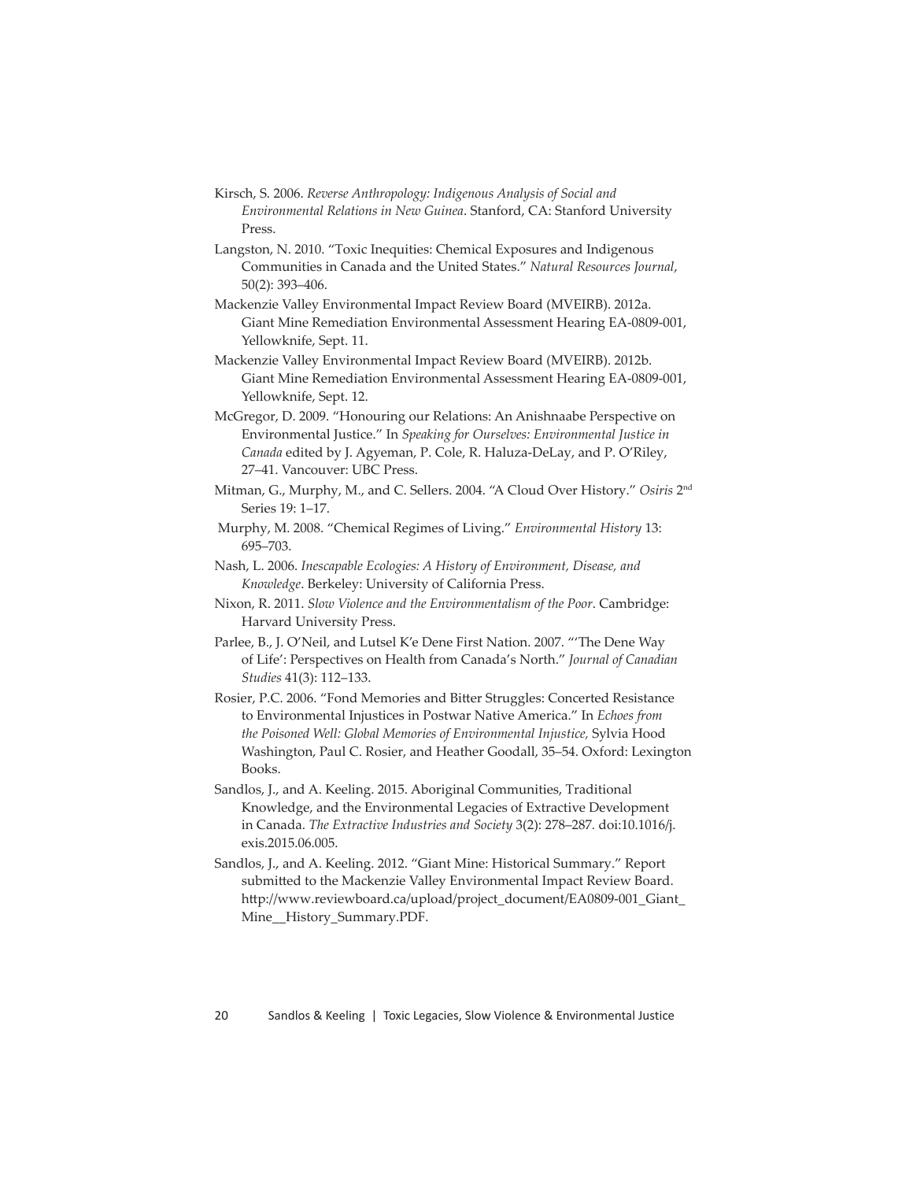Kirsch, S. 2006. *Reverse Anthropology: Indigenous Analysis of Social and Environmental Relations in New Guinea*. Stanford, CA: Stanford University Press.

Langston, N. 2010. "Toxic Inequities: Chemical Exposures and Indigenous Communities in Canada and the United States." *Natural Resources Journal*, 50(2): 393–406.

Mackenzie Valley Environmental Impact Review Board (MVEIRB). 2012a. Giant Mine Remediation Environmental Assessment Hearing EA-0809-001, Yellowknife, Sept. 11.

Mackenzie Valley Environmental Impact Review Board (MVEIRB). 2012b. Giant Mine Remediation Environmental Assessment Hearing EA-0809-001, Yellowknife, Sept. 12.

McGregor, D. 2009. "Honouring our Relations: An Anishnaabe Perspective on Environmental Justice." In *Speaking for Ourselves: Environmental Justice in Canada* edited by J. Agyeman, P. Cole, R. Haluza-DeLay, and P. O'Riley, 27–41. Vancouver: UBC Press.

Mitman, G., Murphy, M., and C. Sellers. 2004. "A Cloud Over History." *Osiris* 2nd Series 19: 1–17.

Murphy, M. 2008. "Chemical Regimes of Living." *Environmental History* 13: 695–703.

Nash, L. 2006. *Inescapable Ecologies: A History of Environment, Disease, and Knowledge*. Berkeley: University of California Press.

Nixon, R. 2011. *Slow Violence and the Environmentalism of the Poor*. Cambridge: Harvard University Press.

Parlee, B., J. O'Neil, and Lutsel K'e Dene First Nation. 2007. "'The Dene Way of Life': Perspectives on Health from Canada's North." *Journal of Canadian Studies* 41(3): 112–133.

Rosier, P.C. 2006. "Fond Memories and Bitter Struggles: Concerted Resistance to Environmental Injustices in Postwar Native America." In *Echoes from the Poisoned Well: Global Memories of Environmental Injustice,* Sylvia Hood Washington, Paul C. Rosier, and Heather Goodall, 35–54. Oxford: Lexington Books.

Sandlos, J., and A. Keeling. 2015. Aboriginal Communities, Traditional Knowledge, and the Environmental Legacies of Extractive Development in Canada. *The Extractive Industries and Society* 3(2): 278–287. doi:10.1016/j.exis.2015.06.005.

Sandlos, J., and A. Keeling. 2012. "Giant Mine: Historical Summary." Report submitted to the Mackenzie Valley Environmental Impact Review Board. http://www.reviewboard.ca/upload/project_document/EA0809-001_Giant_Mine__History_Summary.PDF.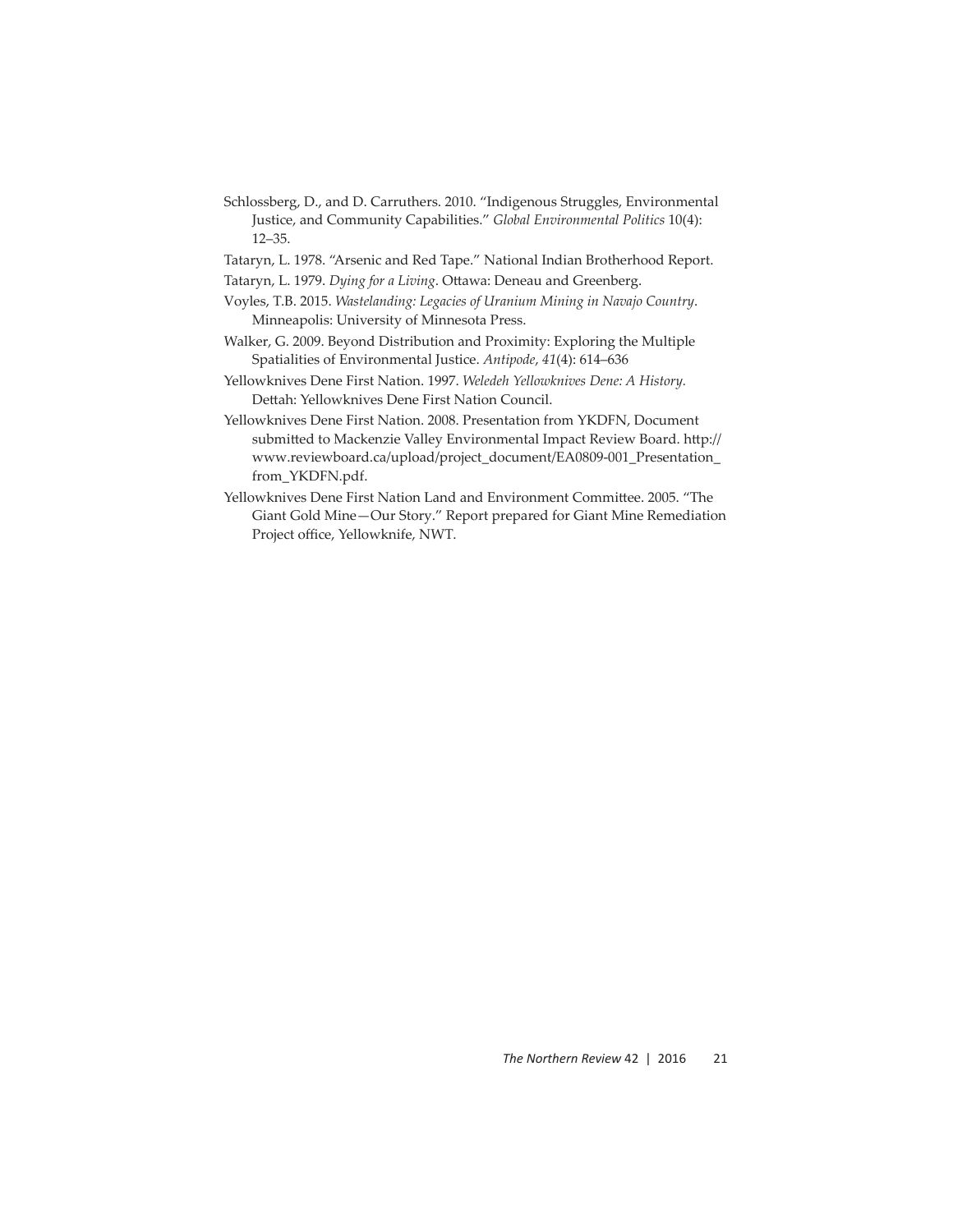Schlossberg, D., and D. Carruthers. 2010. "Indigenous Struggles, Environmental Justice, and Community Capabilities." *Global Environmental Politics* 10(4): 12–35.

Tataryn, L. 1978. "Arsenic and Red Tape." National Indian Brotherhood Report.

Tataryn, L. 1979. *Dying for a Living*. Ottawa: Deneau and Greenberg.

Voyles, T.B. 2015. *Wastelanding: Legacies of Uranium Mining in Navajo Country*. Minneapolis: University of Minnesota Press.

Walker, G. 2009. Beyond Distribution and Proximity: Exploring the Multiple Spatialities of Environmental Justice. *Antipode*, *41*(4): 614–636

Yellowknives Dene First Nation. 1997. *Weledeh Yellowknives Dene: A History*. Dettah: Yellowknives Dene First Nation Council.

Yellowknives Dene First Nation. 2008. Presentation from YKDFN, Document submitted to Mackenzie Valley Environmental Impact Review Board. http://www.reviewboard.ca/upload/project_document/EA0809-001_Presentation_from_YKDFN.pdf.

Yellowknives Dene First Nation Land and Environment Committee. 2005. "The Giant Gold Mine—Our Story." Report prepared for Giant Mine Remediation Project office, Yellowknife, NWT.